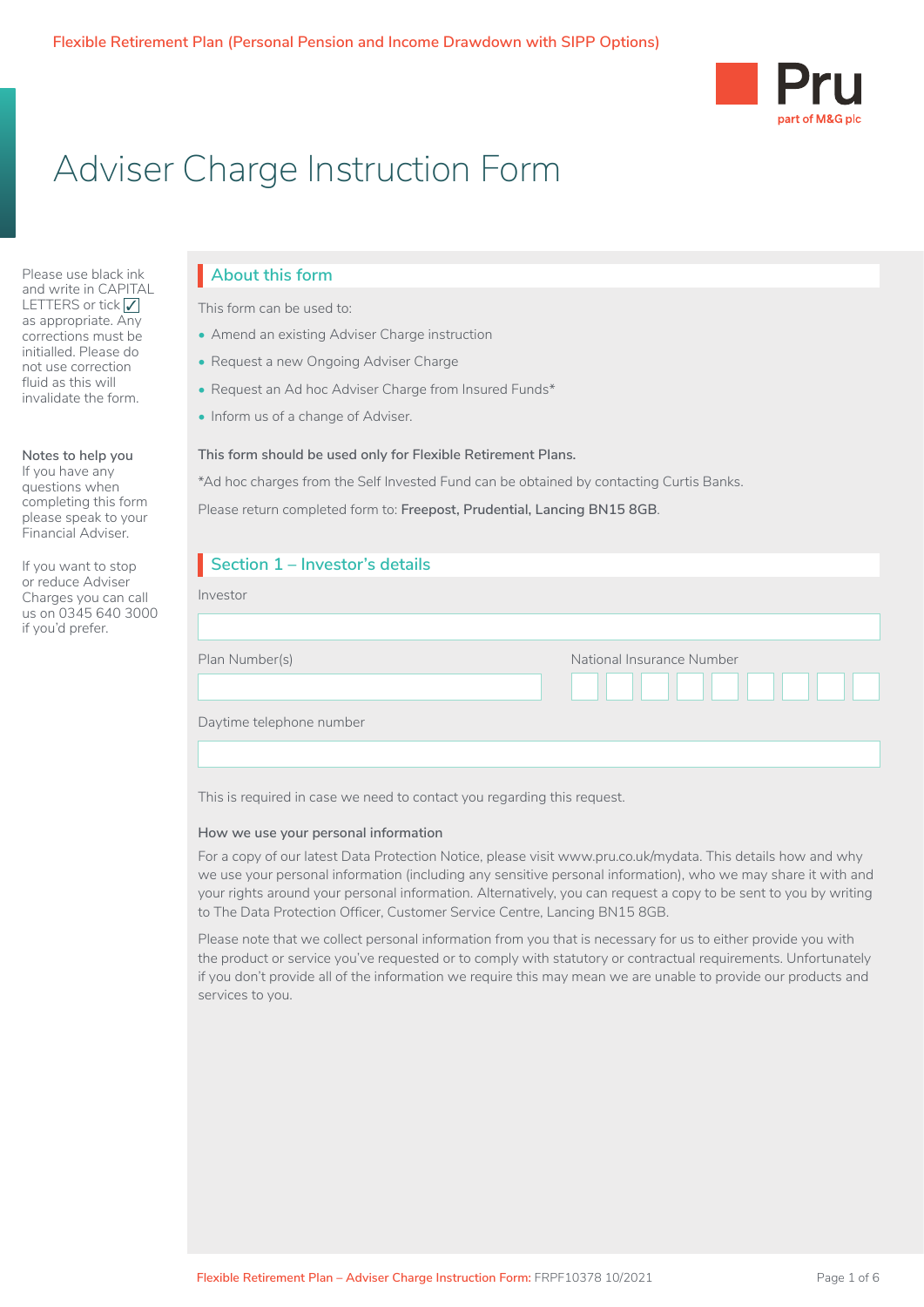Flexible Retirement Plan (Personal Pension and Income Drawdown with SIPP Options)

Pru
part of M&G plc

# Adviser Charge Instruction Form

Please use black ink and write in CAPITAL LETTERS or tick ✓ as appropriate. Any corrections must be initialled. Please do not use correction fluid as this will invalidate the form.

**Notes to help you**
If you have any questions when completing this form please speak to your Financial Adviser.

If you want to stop or reduce Adviser Charges you can call us on 0345 640 3000 if you'd prefer.

## About this form

This form can be used to:

- Amend an existing Adviser Charge instruction
- Request a new Ongoing Adviser Charge
- Request an Ad hoc Adviser Charge from Insured Funds*
- Inform us of a change of Adviser.

**This form should be used only for Flexible Retirement Plans.**

*Ad hoc charges from the Self Invested Fund can be obtained by contacting Curtis Banks.

Please return completed form to: **Freepost, Prudential, Lancing BN15 8GB**.

## Section 1 – Investor's details

Investor

Plan Number(s)

National Insurance Number

Daytime telephone number

This is required in case we need to contact you regarding this request.

### How we use your personal information

For a copy of our latest Data Protection Notice, please visit www.pru.co.uk/mydata. This details how and why we use your personal information (including any sensitive personal information), who we may share it with and your rights around your personal information. Alternatively, you can request a copy to be sent to you by writing to The Data Protection Officer, Customer Service Centre, Lancing BN15 8GB.

Please note that we collect personal information from you that is necessary for us to either provide you with the product or service you've requested or to comply with statutory or contractual requirements. Unfortunately if you don't provide all of the information we require this may mean we are unable to provide our products and services to you.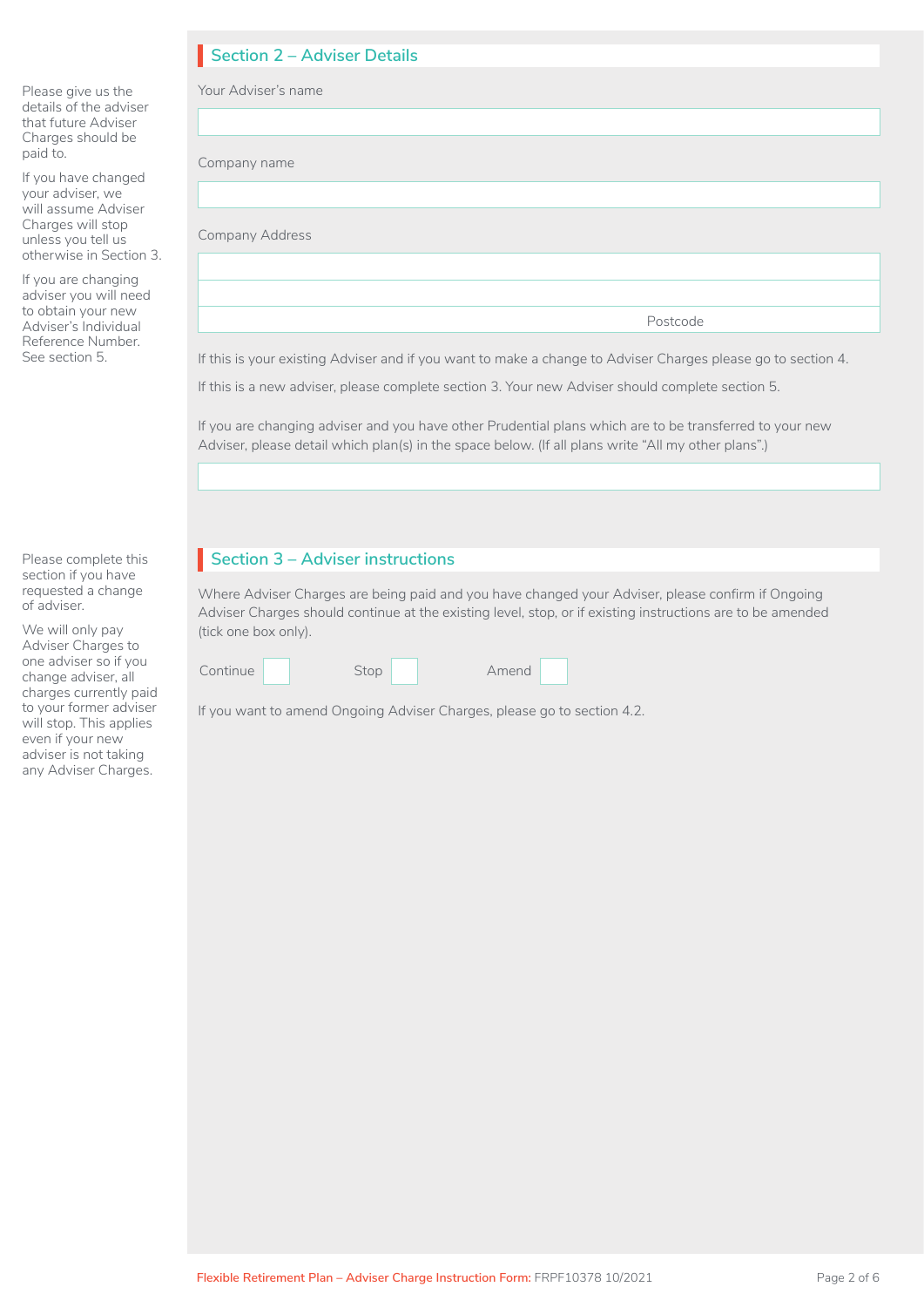## Section 2 – Adviser Details

Please give us the details of the adviser that future Adviser Charges should be paid to.

If you have changed your adviser, we will assume Adviser Charges will stop unless you tell us otherwise in Section 3.

If you are changing adviser you will need to obtain your new Adviser's Individual Reference Number. See section 5.

Your Adviser's name

Company name

Company Address

Postcode

If this is your existing Adviser and if you want to make a change to Adviser Charges please go to section 4.

If this is a new adviser, please complete section 3. Your new Adviser should complete section 5.

If you are changing adviser and you have other Prudential plans which are to be transferred to your new Adviser, please detail which plan(s) in the space below. (If all plans write "All my other plans".)

## Section 3 – Adviser instructions

Please complete this section if you have requested a change of adviser.

We will only pay Adviser Charges to one adviser so if you change adviser, all charges currently paid to your former adviser will stop. This applies even if your new adviser is not taking any Adviser Charges.

Where Adviser Charges are being paid and you have changed your Adviser, please confirm if Ongoing Adviser Charges should continue at the existing level, stop, or if existing instructions are to be amended (tick one box only).

Continue ☐ Stop ☐ Amend ☐

If you want to amend Ongoing Adviser Charges, please go to section 4.2.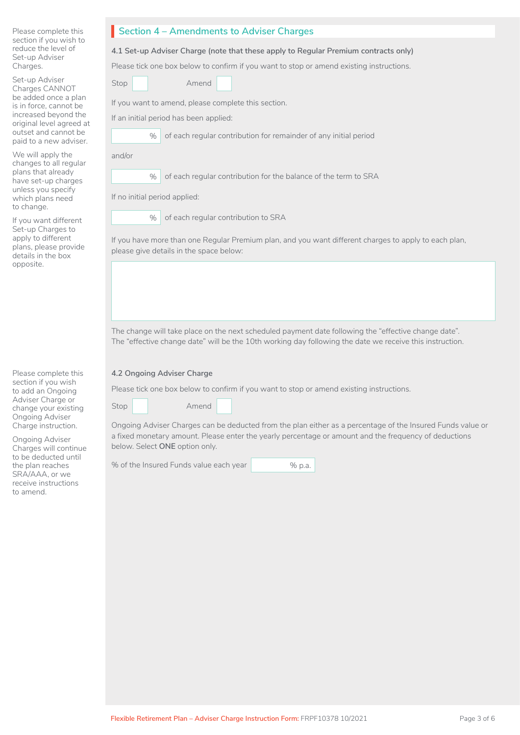## Section 4 – Amendments to Adviser Charges

Please complete this section if you wish to reduce the level of Set-up Adviser Charges.

Set-up Adviser Charges CANNOT be added once a plan is in force, cannot be increased beyond the original level agreed at outset and cannot be paid to a new adviser.

We will apply the changes to all regular plans that already have set-up charges unless you specify which plans need to change.

If you want different Set-up Charges to apply to different plans, please provide details in the box opposite.

### 4.1 Set-up Adviser Charge (note that these apply to Regular Premium contracts only)

Please tick one box below to confirm if you want to stop or amend existing instructions.

Stop ☐ Amend ☐

If you want to amend, please complete this section.

If an initial period has been applied:

______ % of each regular contribution for remainder of any initial period

and/or

______ % of each regular contribution for the balance of the term to SRA

If no initial period applied:

______ % of each regular contribution to SRA

If you have more than one Regular Premium plan, and you want different charges to apply to each plan, please give details in the space below:

______________________________________________

The change will take place on the next scheduled payment date following the "effective change date". The "effective change date" will be the 10th working day following the date we receive this instruction.

Please complete this section if you wish to add an Ongoing Adviser Charge or change your existing Ongoing Adviser Charge instruction.

Ongoing Adviser Charges will continue to be deducted until the plan reaches SRA/AAA, or we receive instructions to amend.

### 4.2 Ongoing Adviser Charge

Please tick one box below to confirm if you want to stop or amend existing instructions.

Stop ☐ Amend ☐

Ongoing Adviser Charges can be deducted from the plan either as a percentage of the Insured Funds value or a fixed monetary amount. Please enter the yearly percentage or amount and the frequency of deductions below. Select **ONE** option only.

% of the Insured Funds value each year ______ % p.a.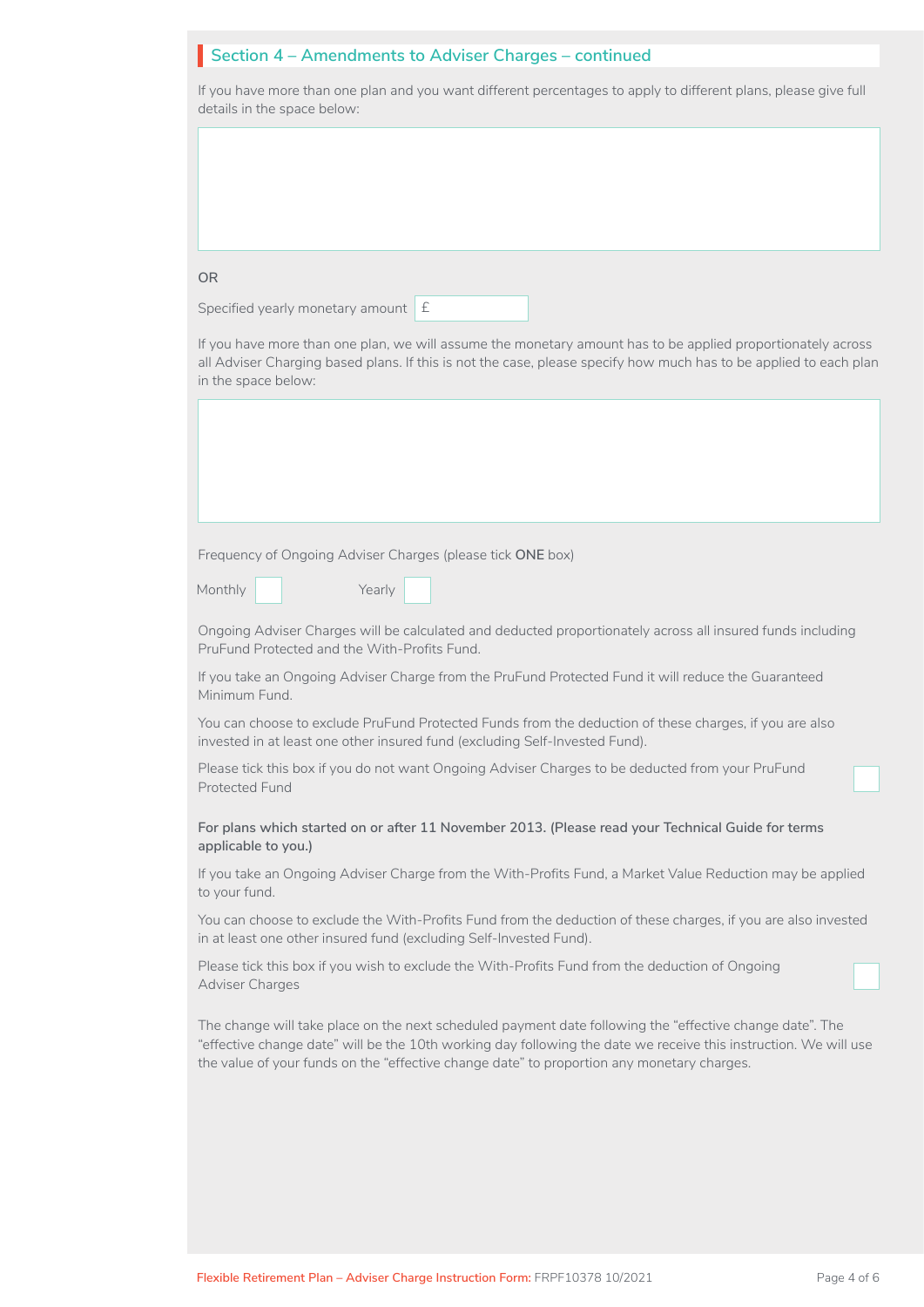## Section 4 – Amendments to Adviser Charges – continued

If you have more than one plan and you want different percentages to apply to different plans, please give full details in the space below:

OR

Specified yearly monetary amount £

If you have more than one plan, we will assume the monetary amount has to be applied proportionately across all Adviser Charging based plans. If this is not the case, please specify how much has to be applied to each plan in the space below:

Frequency of Ongoing Adviser Charges (please tick **ONE** box)

Monthly ☐ Yearly ☐

Ongoing Adviser Charges will be calculated and deducted proportionately across all insured funds including PruFund Protected and the With-Profits Fund.

If you take an Ongoing Adviser Charge from the PruFund Protected Fund it will reduce the Guaranteed Minimum Fund.

You can choose to exclude PruFund Protected Funds from the deduction of these charges, if you are also invested in at least one other insured fund (excluding Self-Invested Fund).

Please tick this box if you do not want Ongoing Adviser Charges to be deducted from your PruFund Protected Fund ☐

**For plans which started on or after 11 November 2013. (Please read your Technical Guide for terms applicable to you.)**

If you take an Ongoing Adviser Charge from the With-Profits Fund, a Market Value Reduction may be applied to your fund.

You can choose to exclude the With-Profits Fund from the deduction of these charges, if you are also invested in at least one other insured fund (excluding Self-Invested Fund).

Please tick this box if you wish to exclude the With-Profits Fund from the deduction of Ongoing Adviser Charges ☐

The change will take place on the next scheduled payment date following the "effective change date". The "effective change date" will be the 10th working day following the date we receive this instruction. We will use the value of your funds on the "effective change date" to proportion any monetary charges.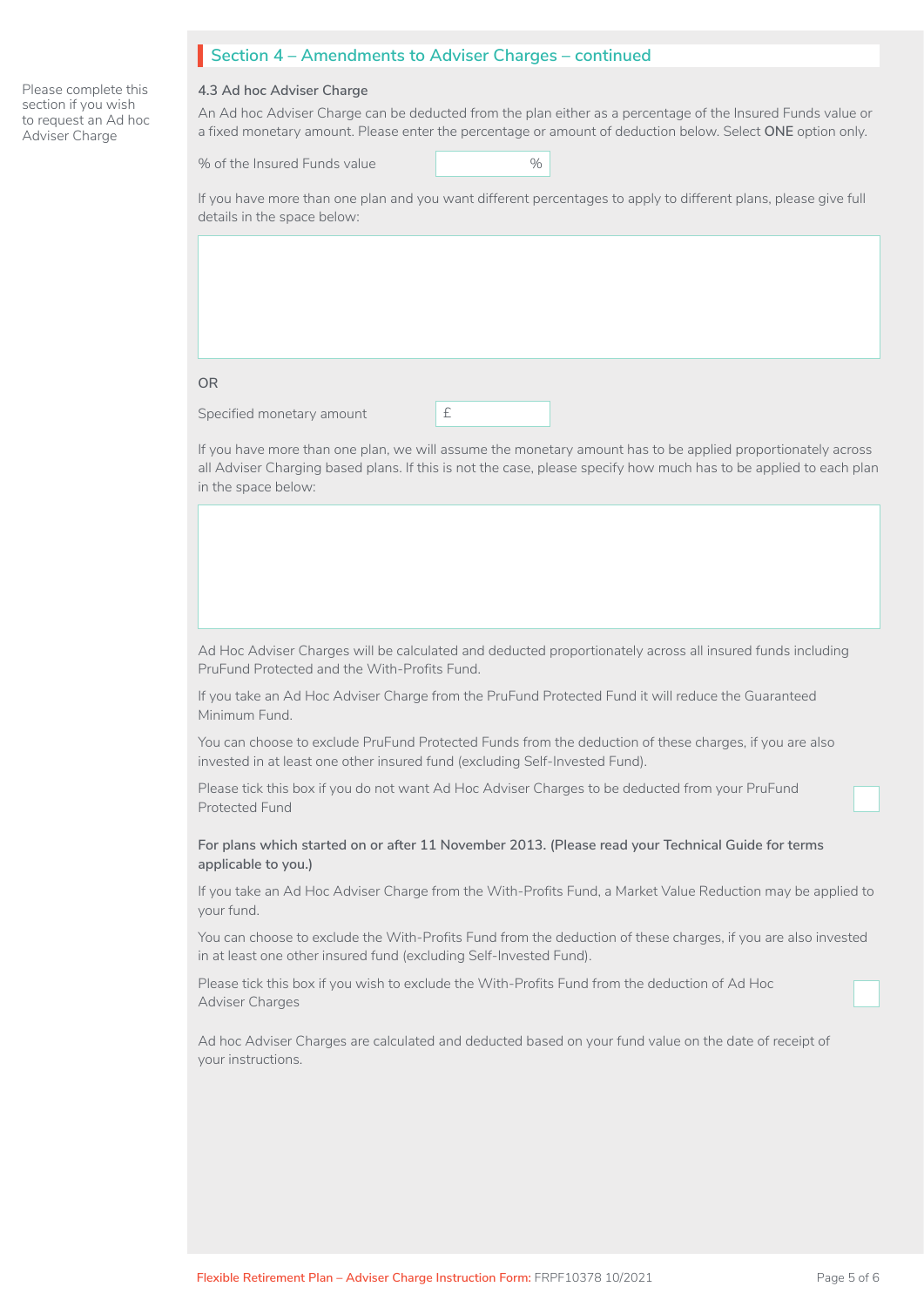## Section 4 – Amendments to Adviser Charges – continued

Please complete this section if you wish to request an Ad hoc Adviser Charge

### 4.3 Ad hoc Adviser Charge

An Ad hoc Adviser Charge can be deducted from the plan either as a percentage of the Insured Funds value or a fixed monetary amount. Please enter the percentage or amount of deduction below. Select **ONE** option only.

% of the Insured Funds value ______ %

If you have more than one plan and you want different percentages to apply to different plans, please give full details in the space below:

OR

Specified monetary amount £ ______

If you have more than one plan, we will assume the monetary amount has to be applied proportionately across all Adviser Charging based plans. If this is not the case, please specify how much has to be applied to each plan in the space below:

Ad Hoc Adviser Charges will be calculated and deducted proportionately across all insured funds including PruFund Protected and the With-Profits Fund.

If you take an Ad Hoc Adviser Charge from the PruFund Protected Fund it will reduce the Guaranteed Minimum Fund.

You can choose to exclude PruFund Protected Funds from the deduction of these charges, if you are also invested in at least one other insured fund (excluding Self-Invested Fund).

Please tick this box if you do not want Ad Hoc Adviser Charges to be deducted from your PruFund Protected Fund ☐

**For plans which started on or after 11 November 2013. (Please read your Technical Guide for terms applicable to you.)**

If you take an Ad Hoc Adviser Charge from the With-Profits Fund, a Market Value Reduction may be applied to your fund.

You can choose to exclude the With-Profits Fund from the deduction of these charges, if you are also invested in at least one other insured fund (excluding Self-Invested Fund).

Please tick this box if you wish to exclude the With-Profits Fund from the deduction of Ad Hoc Adviser Charges ☐

Ad hoc Adviser Charges are calculated and deducted based on your fund value on the date of receipt of your instructions.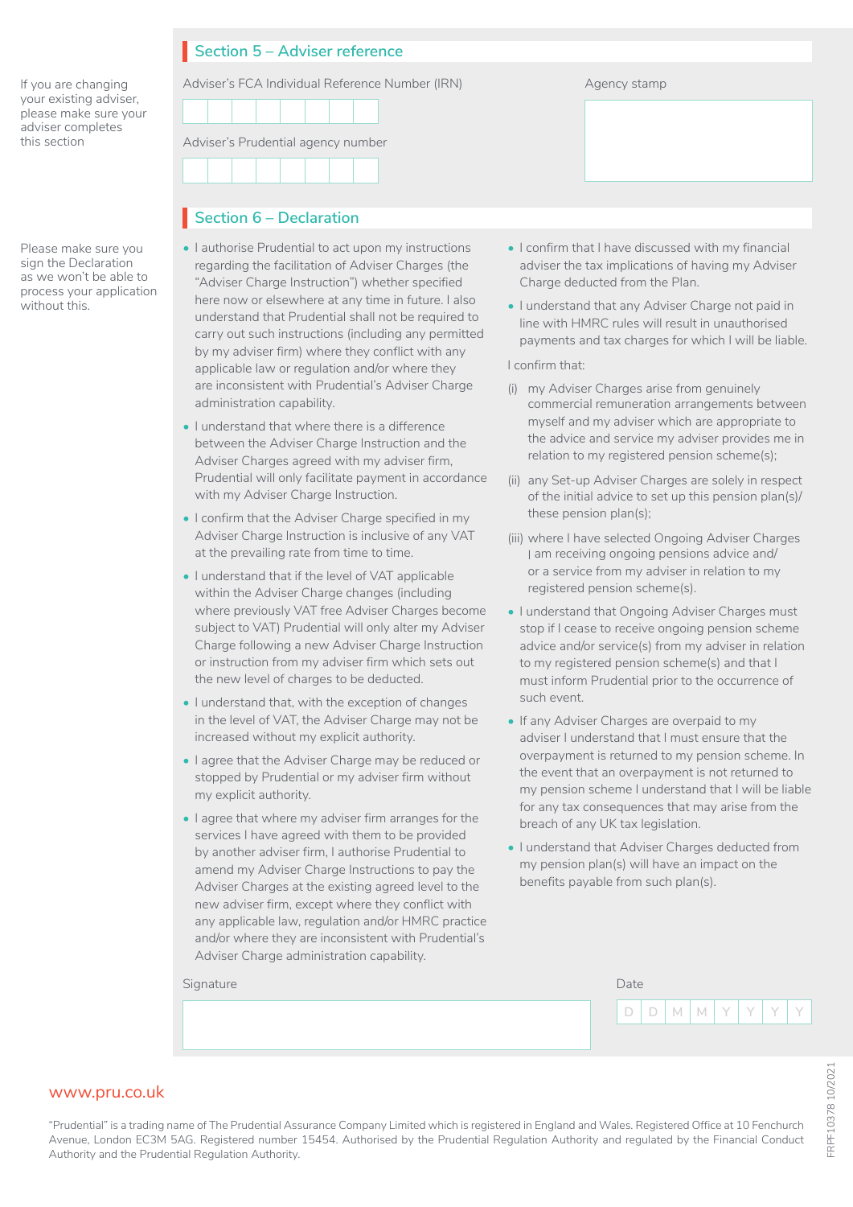If you are changing your existing adviser, please make sure your adviser completes this section

## Section 5 – Adviser reference

Adviser's FCA Individual Reference Number (IRN)

| | | | | | | | |
|---|---|---|---|---|---|---|---|
| | | | | | | | |

Adviser's Prudential agency number

| | | | | | | | |
|---|---|---|---|---|---|---|---|
| | | | | | | | |

Agency stamp

Please make sure you sign the Declaration as we won't be able to process your application without this.

## Section 6 – Declaration

- I authorise Prudential to act upon my instructions regarding the facilitation of Adviser Charges (the "Adviser Charge Instruction") whether specified here now or elsewhere at any time in future. I also understand that Prudential shall not be required to carry out such instructions (including any permitted by my adviser firm) where they conflict with any applicable law or regulation and/or where they are inconsistent with Prudential's Adviser Charge administration capability.
- I understand that where there is a difference between the Adviser Charge Instruction and the Adviser Charges agreed with my adviser firm, Prudential will only facilitate payment in accordance with my Adviser Charge Instruction.
- I confirm that the Adviser Charge specified in my Adviser Charge Instruction is inclusive of any VAT at the prevailing rate from time to time.
- I understand that if the level of VAT applicable within the Adviser Charge changes (including where previously VAT free Adviser Charges become subject to VAT) Prudential will only alter my Adviser Charge following a new Adviser Charge Instruction or instruction from my adviser firm which sets out the new level of charges to be deducted.
- I understand that, with the exception of changes in the level of VAT, the Adviser Charge may not be increased without my explicit authority.
- I agree that the Adviser Charge may be reduced or stopped by Prudential or my adviser firm without my explicit authority.
- I agree that where my adviser firm arranges for the services I have agreed with them to be provided by another adviser firm, I authorise Prudential to amend my Adviser Charge Instructions to pay the Adviser Charges at the existing agreed level to the new adviser firm, except where they conflict with any applicable law, regulation and/or HMRC practice and/or where they are inconsistent with Prudential's Adviser Charge administration capability.
- I confirm that I have discussed with my financial adviser the tax implications of having my Adviser Charge deducted from the Plan.
- I understand that any Adviser Charge not paid in line with HMRC rules will result in unauthorised payments and tax charges for which I will be liable.

I confirm that:

(i) my Adviser Charges arise from genuinely commercial remuneration arrangements between myself and my adviser which are appropriate to the advice and service my adviser provides me in relation to my registered pension scheme(s);

(ii) any Set-up Adviser Charges are solely in respect of the initial advice to set up this pension plan(s)/ these pension plan(s);

(iii) where I have selected Ongoing Adviser Charges I am receiving ongoing pensions advice and/ or a service from my adviser in relation to my registered pension scheme(s).

- I understand that Ongoing Adviser Charges must stop if I cease to receive ongoing pension scheme advice and/or service(s) from my adviser in relation to my registered pension scheme(s) and that I must inform Prudential prior to the occurrence of such event.
- If any Adviser Charges are overpaid to my adviser I understand that I must ensure that the overpayment is returned to my pension scheme. In the event that an overpayment is not returned to my pension scheme I understand that I will be liable for any tax consequences that may arise from the breach of any UK tax legislation.
- I understand that Adviser Charges deducted from my pension plan(s) will have an impact on the benefits payable from such plan(s).

Signature

Date

| D | D | M | M | Y | Y | Y | Y |
|---|---|---|---|---|---|---|---|

www.pru.co.uk

"Prudential" is a trading name of The Prudential Assurance Company Limited which is registered in England and Wales. Registered Office at 10 Fenchurch Avenue, London EC3M 5AG. Registered number 15454. Authorised by the Prudential Regulation Authority and regulated by the Financial Conduct Authority and the Prudential Regulation Authority.

FRPF10378 10/2021